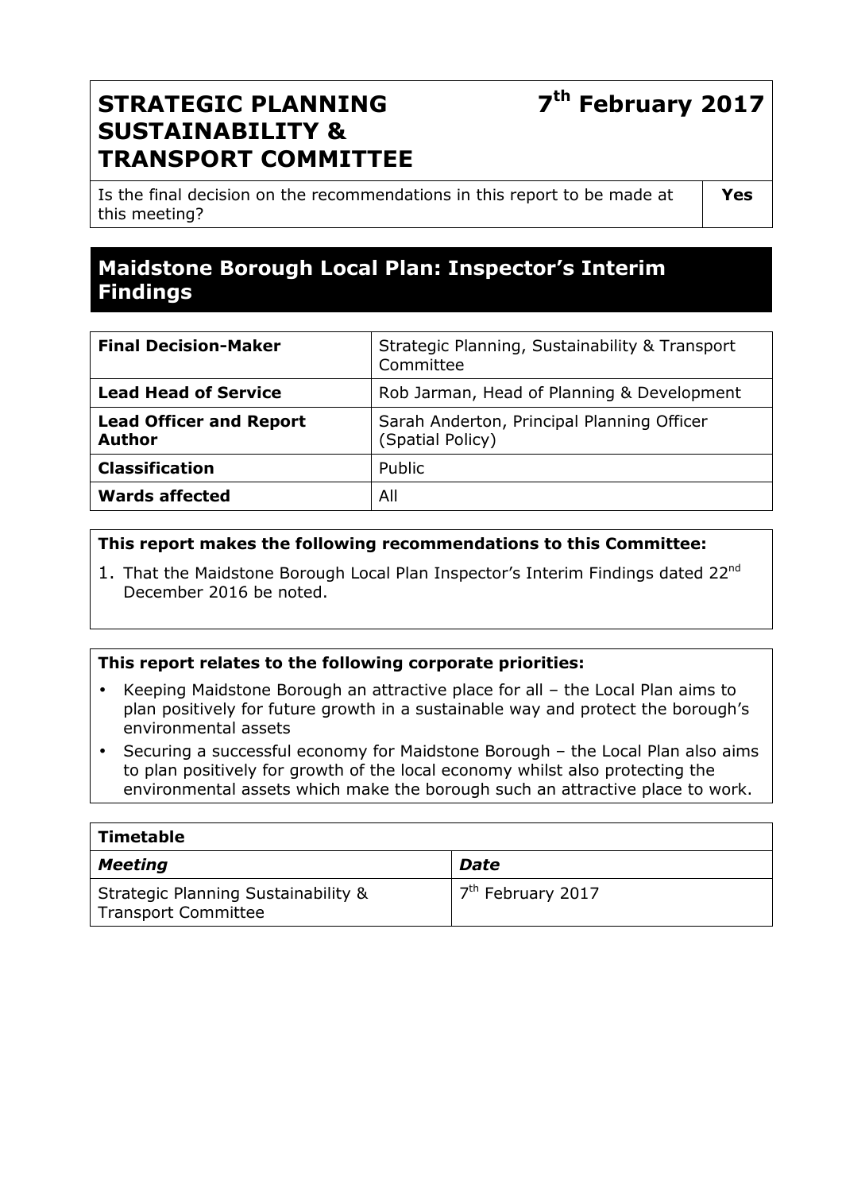| **STRATEGIC PLANNING SUSTAINABILITY & TRANSPORT COMMITTEE** | **7th February 2017** |
|---|---|
| Is the final decision on the recommendations in this report to be made at this meeting? | **Yes** |

# Maidstone Borough Local Plan: Inspector's Interim Findings

| | |
|---|---|
| **Final Decision-Maker** | Strategic Planning, Sustainability & Transport Committee |
| **Lead Head of Service** | Rob Jarman, Head of Planning & Development |
| **Lead Officer and Report Author** | Sarah Anderton, Principal Planning Officer (Spatial Policy) |
| **Classification** | Public |
| **Wards affected** | All |

**This report makes the following recommendations to this Committee:**

1. That the Maidstone Borough Local Plan Inspector's Interim Findings dated 22nd December 2016 be noted.

**This report relates to the following corporate priorities:**

- Keeping Maidstone Borough an attractive place for all – the Local Plan aims to plan positively for future growth in a sustainable way and protect the borough's environmental assets
- Securing a successful economy for Maidstone Borough – the Local Plan also aims to plan positively for growth of the local economy whilst also protecting the environmental assets which make the borough such an attractive place to work.

| **Timetable** | |
|---|---|
| ***Meeting*** | ***Date*** |
| Strategic Planning Sustainability & Transport Committee | 7th February 2017 |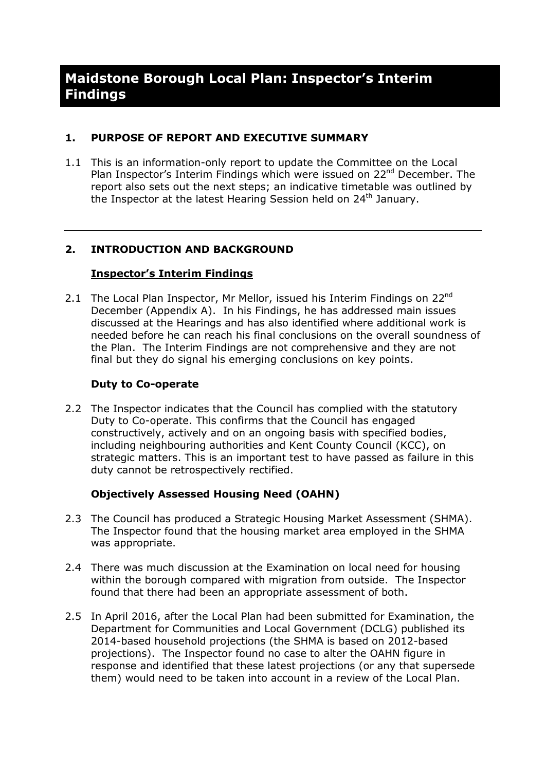# Maidstone Borough Local Plan: Inspector's Interim Findings

## 1. PURPOSE OF REPORT AND EXECUTIVE SUMMARY

1.1 This is an information-only report to update the Committee on the Local Plan Inspector's Interim Findings which were issued on 22nd December. The report also sets out the next steps; an indicative timetable was outlined by the Inspector at the latest Hearing Session held on 24th January.

---

## 2. INTRODUCTION AND BACKGROUND

**Inspector's Interim Findings**

2.1 The Local Plan Inspector, Mr Mellor, issued his Interim Findings on 22nd December (Appendix A). In his Findings, he has addressed main issues discussed at the Hearings and has also identified where additional work is needed before he can reach his final conclusions on the overall soundness of the Plan. The Interim Findings are not comprehensive and they are not final but they do signal his emerging conclusions on key points.

**Duty to Co-operate**

2.2 The Inspector indicates that the Council has complied with the statutory Duty to Co-operate. This confirms that the Council has engaged constructively, actively and on an ongoing basis with specified bodies, including neighbouring authorities and Kent County Council (KCC), on strategic matters. This is an important test to have passed as failure in this duty cannot be retrospectively rectified.

**Objectively Assessed Housing Need (OAHN)**

2.3 The Council has produced a Strategic Housing Market Assessment (SHMA). The Inspector found that the housing market area employed in the SHMA was appropriate.

2.4 There was much discussion at the Examination on local need for housing within the borough compared with migration from outside. The Inspector found that there had been an appropriate assessment of both.

2.5 In April 2016, after the Local Plan had been submitted for Examination, the Department for Communities and Local Government (DCLG) published its 2014-based household projections (the SHMA is based on 2012-based projections). The Inspector found no case to alter the OAHN figure in response and identified that these latest projections (or any that supersede them) would need to be taken into account in a review of the Local Plan.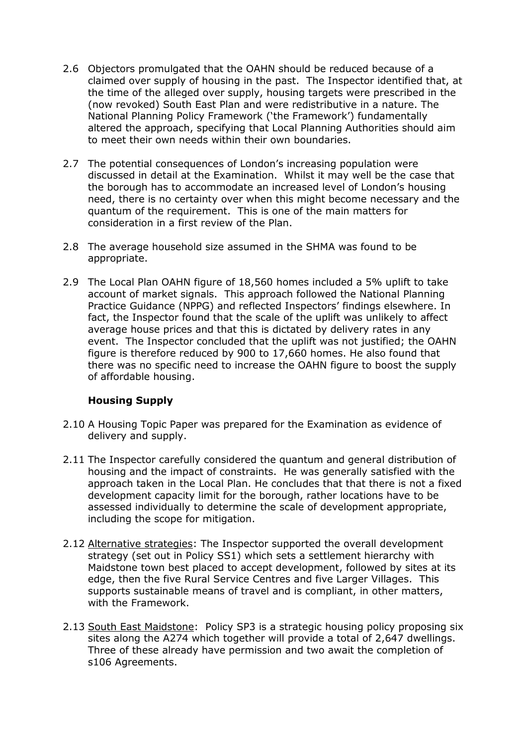2.6 Objectors promulgated that the OAHN should be reduced because of a claimed over supply of housing in the past. The Inspector identified that, at the time of the alleged over supply, housing targets were prescribed in the (now revoked) South East Plan and were redistributive in a nature. The National Planning Policy Framework ('the Framework') fundamentally altered the approach, specifying that Local Planning Authorities should aim to meet their own needs within their own boundaries.

2.7 The potential consequences of London's increasing population were discussed in detail at the Examination. Whilst it may well be the case that the borough has to accommodate an increased level of London's housing need, there is no certainty over when this might become necessary and the quantum of the requirement. This is one of the main matters for consideration in a first review of the Plan.

2.8 The average household size assumed in the SHMA was found to be appropriate.

2.9 The Local Plan OAHN figure of 18,560 homes included a 5% uplift to take account of market signals. This approach followed the National Planning Practice Guidance (NPPG) and reflected Inspectors' findings elsewhere. In fact, the Inspector found that the scale of the uplift was unlikely to affect average house prices and that this is dictated by delivery rates in any event. The Inspector concluded that the uplift was not justified; the OAHN figure is therefore reduced by 900 to 17,660 homes. He also found that there was no specific need to increase the OAHN figure to boost the supply of affordable housing.

**Housing Supply**

2.10 A Housing Topic Paper was prepared for the Examination as evidence of delivery and supply.

2.11 The Inspector carefully considered the quantum and general distribution of housing and the impact of constraints. He was generally satisfied with the approach taken in the Local Plan. He concludes that that there is not a fixed development capacity limit for the borough, rather locations have to be assessed individually to determine the scale of development appropriate, including the scope for mitigation.

2.12 Alternative strategies: The Inspector supported the overall development strategy (set out in Policy SS1) which sets a settlement hierarchy with Maidstone town best placed to accept development, followed by sites at its edge, then the five Rural Service Centres and five Larger Villages. This supports sustainable means of travel and is compliant, in other matters, with the Framework.

2.13 South East Maidstone: Policy SP3 is a strategic housing policy proposing six sites along the A274 which together will provide a total of 2,647 dwellings. Three of these already have permission and two await the completion of s106 Agreements.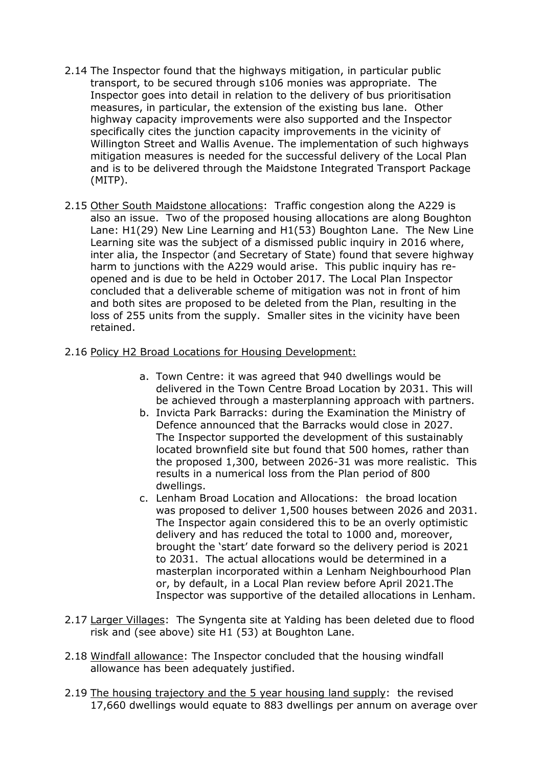2.14 The Inspector found that the highways mitigation, in particular public transport, to be secured through s106 monies was appropriate. The Inspector goes into detail in relation to the delivery of bus prioritisation measures, in particular, the extension of the existing bus lane. Other highway capacity improvements were also supported and the Inspector specifically cites the junction capacity improvements in the vicinity of Willington Street and Wallis Avenue. The implementation of such highways mitigation measures is needed for the successful delivery of the Local Plan and is to be delivered through the Maidstone Integrated Transport Package (MITP).

2.15 Other South Maidstone allocations: Traffic congestion along the A229 is also an issue. Two of the proposed housing allocations are along Boughton Lane: H1(29) New Line Learning and H1(53) Boughton Lane. The New Line Learning site was the subject of a dismissed public inquiry in 2016 where, inter alia, the Inspector (and Secretary of State) found that severe highway harm to junctions with the A229 would arise. This public inquiry has re-opened and is due to be held in October 2017. The Local Plan Inspector concluded that a deliverable scheme of mitigation was not in front of him and both sites are proposed to be deleted from the Plan, resulting in the loss of 255 units from the supply. Smaller sites in the vicinity have been retained.

2.16 Policy H2 Broad Locations for Housing Development:

a. Town Centre: it was agreed that 940 dwellings would be delivered in the Town Centre Broad Location by 2031. This will be achieved through a masterplanning approach with partners.
b. Invicta Park Barracks: during the Examination the Ministry of Defence announced that the Barracks would close in 2027. The Inspector supported the development of this sustainably located brownfield site but found that 500 homes, rather than the proposed 1,300, between 2026-31 was more realistic. This results in a numerical loss from the Plan period of 800 dwellings.
c. Lenham Broad Location and Allocations: the broad location was proposed to deliver 1,500 houses between 2026 and 2031. The Inspector again considered this to be an overly optimistic delivery and has reduced the total to 1000 and, moreover, brought the 'start' date forward so the delivery period is 2021 to 2031. The actual allocations would be determined in a masterplan incorporated within a Lenham Neighbourhood Plan or, by default, in a Local Plan review before April 2021.The Inspector was supportive of the detailed allocations in Lenham.

2.17 Larger Villages: The Syngenta site at Yalding has been deleted due to flood risk and (see above) site H1 (53) at Boughton Lane.

2.18 Windfall allowance: The Inspector concluded that the housing windfall allowance has been adequately justified.

2.19 The housing trajectory and the 5 year housing land supply: the revised 17,660 dwellings would equate to 883 dwellings per annum on average over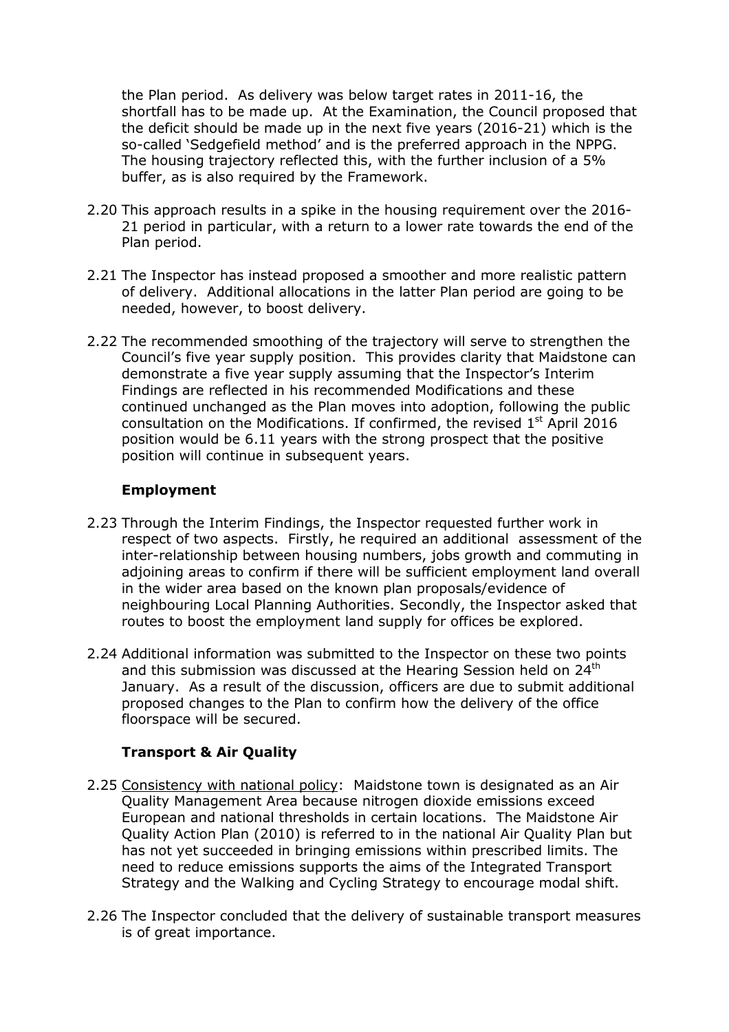the Plan period. As delivery was below target rates in 2011-16, the shortfall has to be made up. At the Examination, the Council proposed that the deficit should be made up in the next five years (2016-21) which is the so-called 'Sedgefield method' and is the preferred approach in the NPPG. The housing trajectory reflected this, with the further inclusion of a 5% buffer, as is also required by the Framework.

2.20 This approach results in a spike in the housing requirement over the 2016-21 period in particular, with a return to a lower rate towards the end of the Plan period.

2.21 The Inspector has instead proposed a smoother and more realistic pattern of delivery. Additional allocations in the latter Plan period are going to be needed, however, to boost delivery.

2.22 The recommended smoothing of the trajectory will serve to strengthen the Council's five year supply position. This provides clarity that Maidstone can demonstrate a five year supply assuming that the Inspector's Interim Findings are reflected in his recommended Modifications and these continued unchanged as the Plan moves into adoption, following the public consultation on the Modifications. If confirmed, the revised 1st April 2016 position would be 6.11 years with the strong prospect that the positive position will continue in subsequent years.

### Employment

2.23 Through the Interim Findings, the Inspector requested further work in respect of two aspects. Firstly, he required an additional assessment of the inter-relationship between housing numbers, jobs growth and commuting in adjoining areas to confirm if there will be sufficient employment land overall in the wider area based on the known plan proposals/evidence of neighbouring Local Planning Authorities. Secondly, the Inspector asked that routes to boost the employment land supply for offices be explored.

2.24 Additional information was submitted to the Inspector on these two points and this submission was discussed at the Hearing Session held on 24th January. As a result of the discussion, officers are due to submit additional proposed changes to the Plan to confirm how the delivery of the office floorspace will be secured.

### Transport & Air Quality

2.25 Consistency with national policy: Maidstone town is designated as an Air Quality Management Area because nitrogen dioxide emissions exceed European and national thresholds in certain locations. The Maidstone Air Quality Action Plan (2010) is referred to in the national Air Quality Plan but has not yet succeeded in bringing emissions within prescribed limits. The need to reduce emissions supports the aims of the Integrated Transport Strategy and the Walking and Cycling Strategy to encourage modal shift.

2.26 The Inspector concluded that the delivery of sustainable transport measures is of great importance.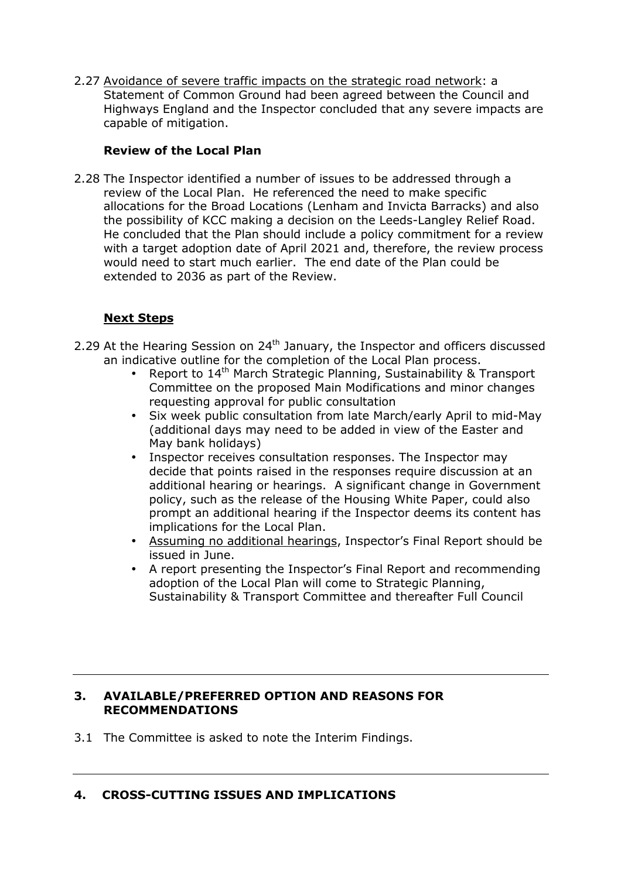2.27 Avoidance of severe traffic impacts on the strategic road network: a Statement of Common Ground had been agreed between the Council and Highways England and the Inspector concluded that any severe impacts are capable of mitigation.

**Review of the Local Plan**

2.28 The Inspector identified a number of issues to be addressed through a review of the Local Plan. He referenced the need to make specific allocations for the Broad Locations (Lenham and Invicta Barracks) and also the possibility of KCC making a decision on the Leeds-Langley Relief Road. He concluded that the Plan should include a policy commitment for a review with a target adoption date of April 2021 and, therefore, the review process would need to start much earlier. The end date of the Plan could be extended to 2036 as part of the Review.

**Next Steps**

2.29 At the Hearing Session on 24th January, the Inspector and officers discussed an indicative outline for the completion of the Local Plan process.

- Report to 14th March Strategic Planning, Sustainability & Transport Committee on the proposed Main Modifications and minor changes requesting approval for public consultation
- Six week public consultation from late March/early April to mid-May (additional days may need to be added in view of the Easter and May bank holidays)
- Inspector receives consultation responses. The Inspector may decide that points raised in the responses require discussion at an additional hearing or hearings. A significant change in Government policy, such as the release of the Housing White Paper, could also prompt an additional hearing if the Inspector deems its content has implications for the Local Plan.
- Assuming no additional hearings, Inspector's Final Report should be issued in June.
- A report presenting the Inspector's Final Report and recommending adoption of the Local Plan will come to Strategic Planning, Sustainability & Transport Committee and thereafter Full Council

## 3. AVAILABLE/PREFERRED OPTION AND REASONS FOR RECOMMENDATIONS

3.1 The Committee is asked to note the Interim Findings.

## 4. CROSS-CUTTING ISSUES AND IMPLICATIONS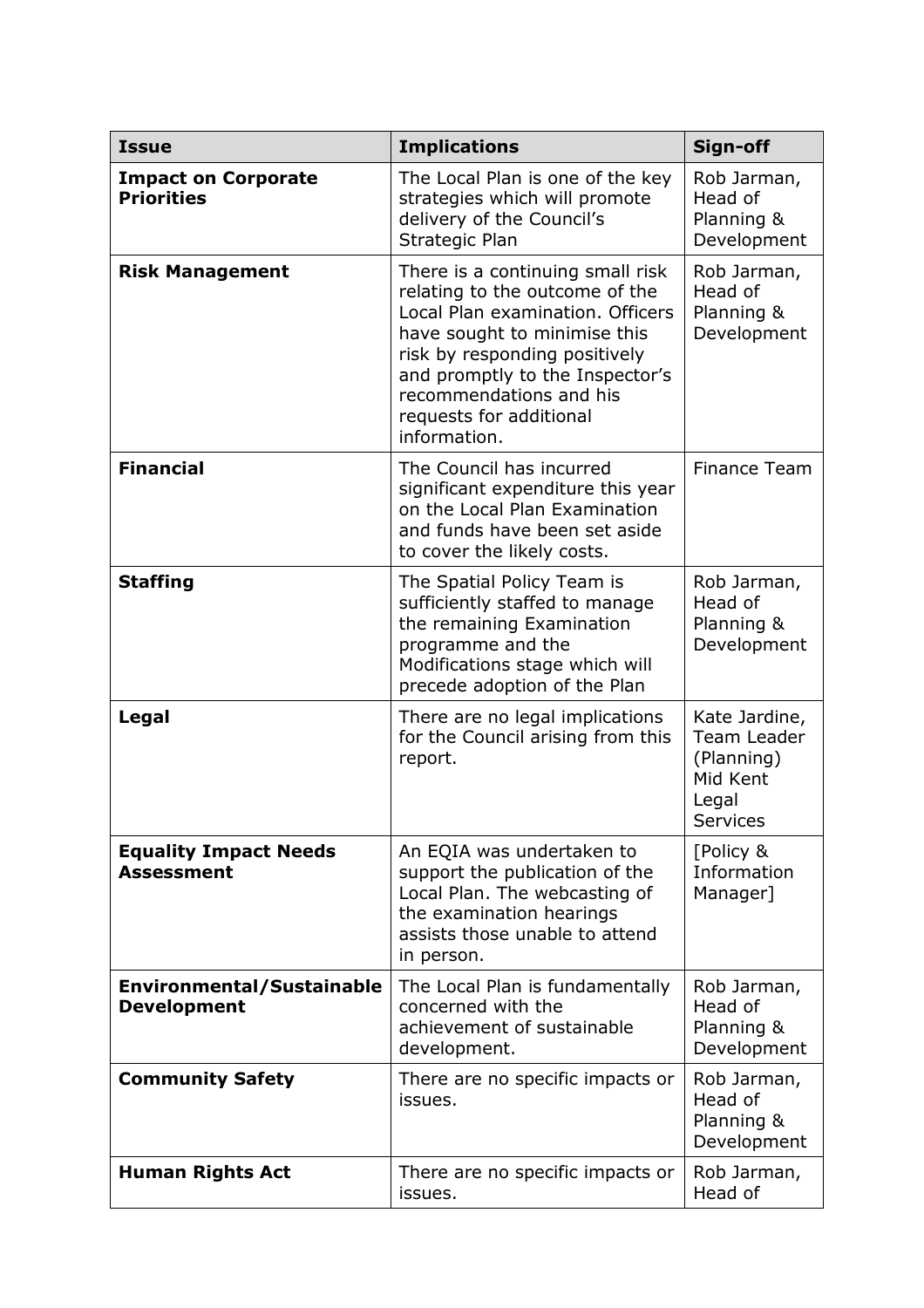| **Issue** | **Implications** | **Sign-off** |
| --- | --- | --- |
| **Impact on Corporate Priorities** | The Local Plan is one of the key strategies which will promote delivery of the Council's Strategic Plan | Rob Jarman, Head of Planning & Development |
| **Risk Management** | There is a continuing small risk relating to the outcome of the Local Plan examination. Officers have sought to minimise this risk by responding positively and promptly to the Inspector's recommendations and his requests for additional information. | Rob Jarman, Head of Planning & Development |
| **Financial** | The Council has incurred significant expenditure this year on the Local Plan Examination and funds have been set aside to cover the likely costs. | Finance Team |
| **Staffing** | The Spatial Policy Team is sufficiently staffed to manage the remaining Examination programme and the Modifications stage which will precede adoption of the Plan | Rob Jarman, Head of Planning & Development |
| **Legal** | There are no legal implications for the Council arising from this report. | Kate Jardine, Team Leader (Planning) Mid Kent Legal Services |
| **Equality Impact Needs Assessment** | An EQIA was undertaken to support the publication of the Local Plan. The webcasting of the examination hearings assists those unable to attend in person. | [Policy & Information Manager] |
| **Environmental/Sustainable Development** | The Local Plan is fundamentally concerned with the achievement of sustainable development. | Rob Jarman, Head of Planning & Development |
| **Community Safety** | There are no specific impacts or issues. | Rob Jarman, Head of Planning & Development |
| **Human Rights Act** | There are no specific impacts or issues. | Rob Jarman, Head of |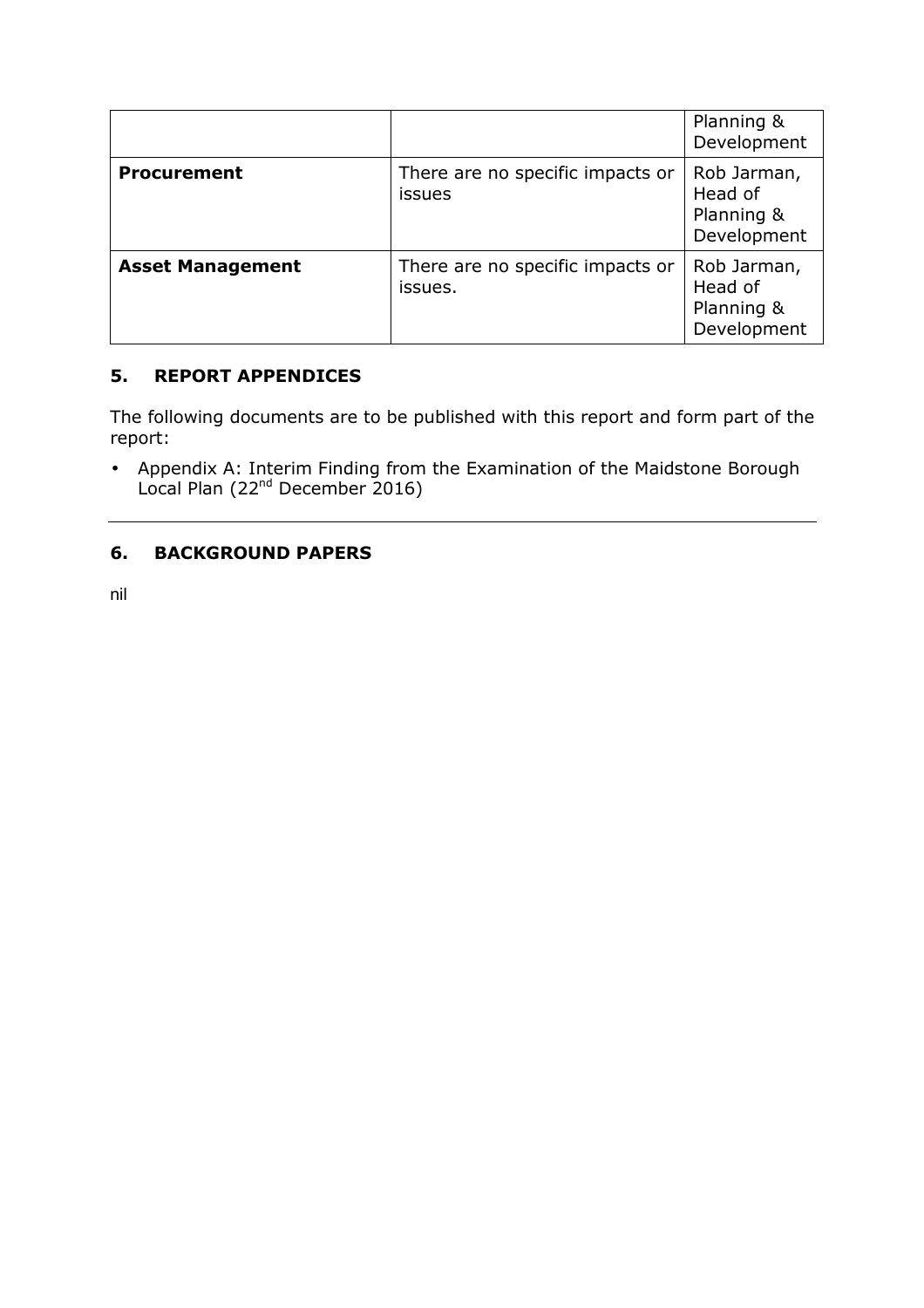| | | |
|---|---|---|
| | | Planning & Development |
| **Procurement** | There are no specific impacts or issues | Rob Jarman, Head of Planning & Development |
| **Asset Management** | There are no specific impacts or issues. | Rob Jarman, Head of Planning & Development |

## 5. REPORT APPENDICES

The following documents are to be published with this report and form part of the report:

- Appendix A: Interim Finding from the Examination of the Maidstone Borough Local Plan (22nd December 2016)

---

## 6. BACKGROUND PAPERS

nil